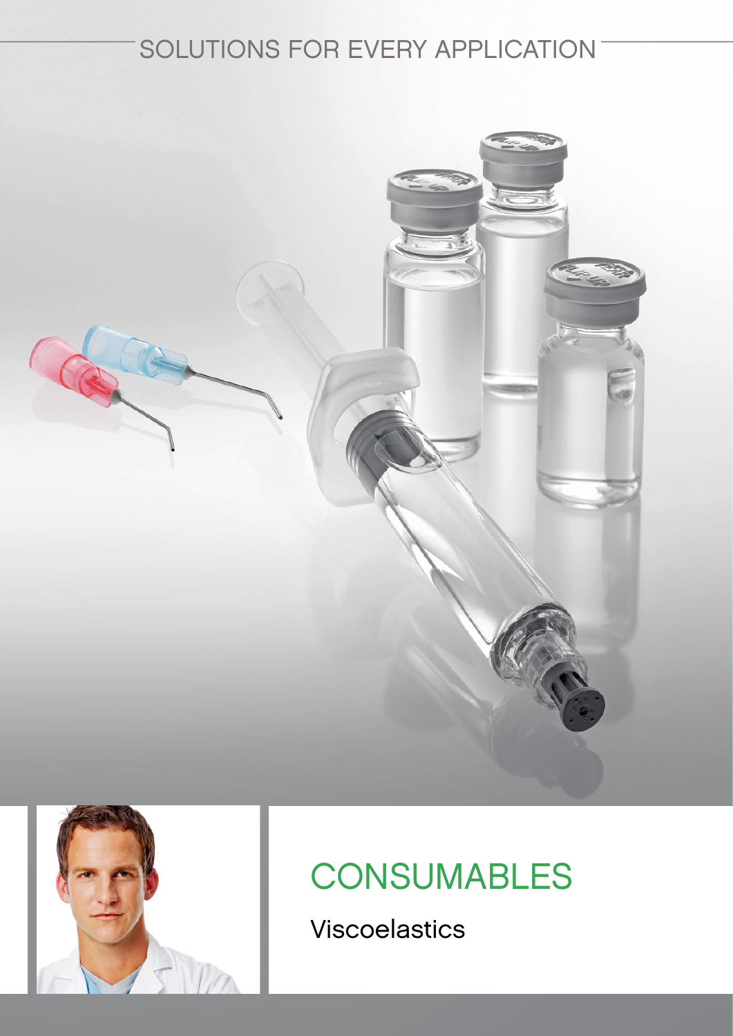SOLUTIONS FOR EVERY APPLICATION

# CONSUMABLES

## Viscoelastics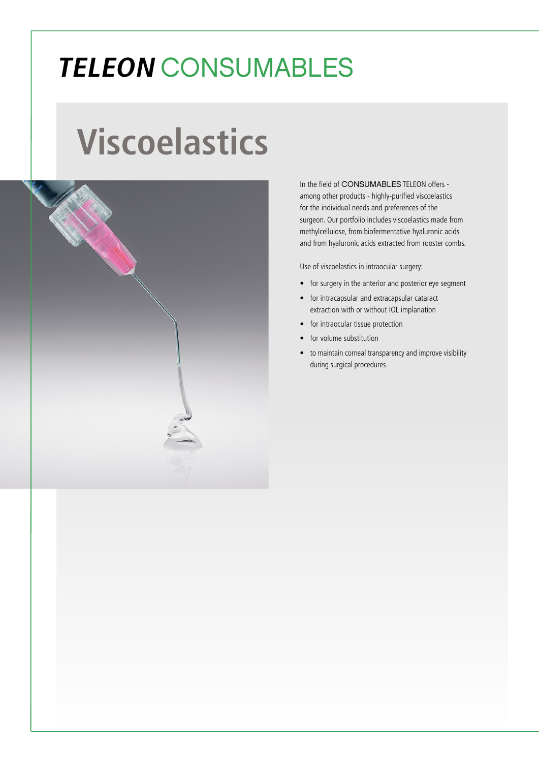# *TELEON* CONSUMABLES

## Viscoelastics

In the field of CONSUMABLES TELEON offers - among other products - highly-purified viscoelastics for the individual needs and preferences of the surgeon. Our portfolio includes viscoelastics made from methylcellulose, from biofermentative hyaluronic acids and from hyaluronic acids extracted from rooster combs.

Use of viscoelastics in intraocular surgery:

- for surgery in the anterior and posterior eye segment
- for intracapsular and extracapsular cataract extraction with or without IOL implanation
- for intraocular tissue protection
- for volume substitution
- to maintain corneal transparency and improve visibility during surgical procedures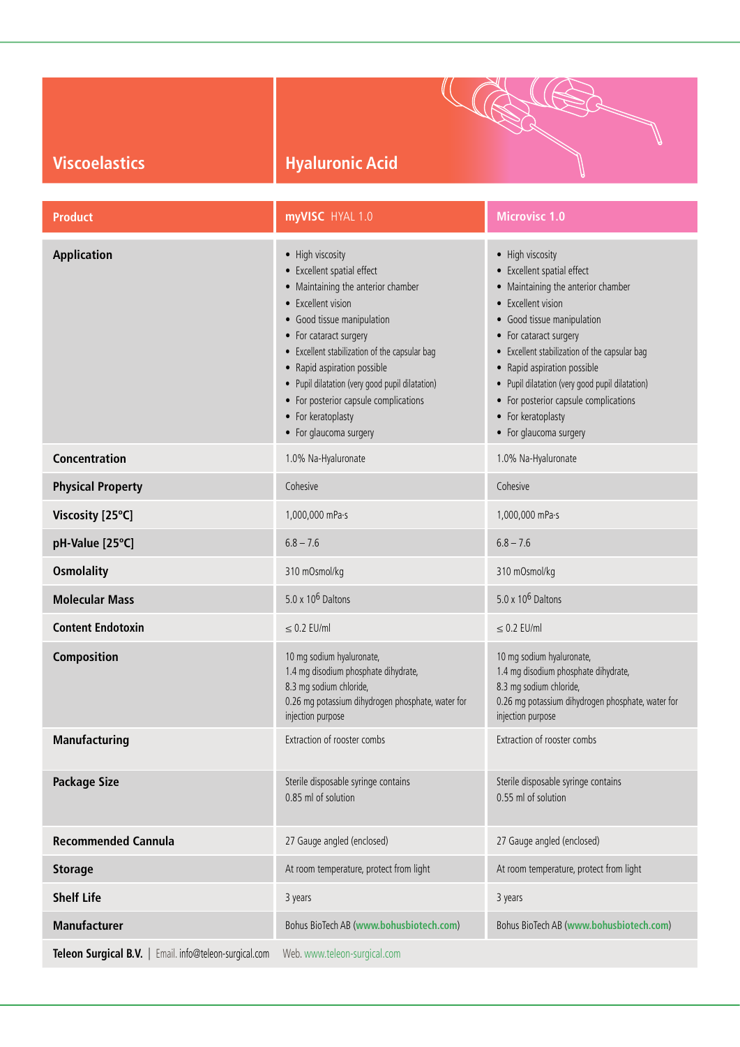## Viscoelastics

## Hyaluronic Acid

| Product | myVISC HYAL 1.0 | Microvisc 1.0 |
|---|---|---|
| **Application** | • High viscosity<br>• Excellent spatial effect<br>• Maintaining the anterior chamber<br>• Excellent vision<br>• Good tissue manipulation<br>• For cataract surgery<br>• Excellent stabilization of the capsular bag<br>• Rapid aspiration possible<br>• Pupil dilatation (very good pupil dilatation)<br>• For posterior capsule complications<br>• For keratoplasty<br>• For glaucoma surgery | • High viscosity<br>• Excellent spatial effect<br>• Maintaining the anterior chamber<br>• Excellent vision<br>• Good tissue manipulation<br>• For cataract surgery<br>• Excellent stabilization of the capsular bag<br>• Rapid aspiration possible<br>• Pupil dilatation (very good pupil dilatation)<br>• For posterior capsule complications<br>• For keratoplasty<br>• For glaucoma surgery |
| **Concentration** | 1.0% Na-Hyaluronate | 1.0% Na-Hyaluronate |
| **Physical Property** | Cohesive | Cohesive |
| **Viscosity [25°C]** | 1,000,000 mPa·s | 1,000,000 mPa·s |
| **pH-Value [25°C]** | 6.8 – 7.6 | 6.8 – 7.6 |
| **Osmolality** | 310 mOsmol/kg | 310 mOsmol/kg |
| **Molecular Mass** | $5.0 \times 10^6$ Daltons | $5.0 \times 10^6$ Daltons |
| **Content Endotoxin** | $\leq$ 0.2 EU/ml | $\leq$ 0.2 EU/ml |
| **Composition** | 10 mg sodium hyaluronate,<br>1.4 mg disodium phosphate dihydrate,<br>8.3 mg sodium chloride,<br>0.26 mg potassium dihydrogen phosphate, water for injection purpose | 10 mg sodium hyaluronate,<br>1.4 mg disodium phosphate dihydrate,<br>8.3 mg sodium chloride,<br>0.26 mg potassium dihydrogen phosphate, water for injection purpose |
| **Manufacturing** | Extraction of rooster combs | Extraction of rooster combs |
| **Package Size** | Sterile disposable syringe contains 0.85 ml of solution | Sterile disposable syringe contains 0.55 ml of solution |
| **Recommended Cannula** | 27 Gauge angled (enclosed) | 27 Gauge angled (enclosed) |
| **Storage** | At room temperature, protect from light | At room temperature, protect from light |
| **Shelf Life** | 3 years | 3 years |
| **Manufacturer** | Bohus BioTech AB (www.bohusbiotech.com) | Bohus BioTech AB (www.bohusbiotech.com) |

**Teleon Surgical B.V.** | Email. info@teleon-surgical.com Web. www.teleon-surgical.com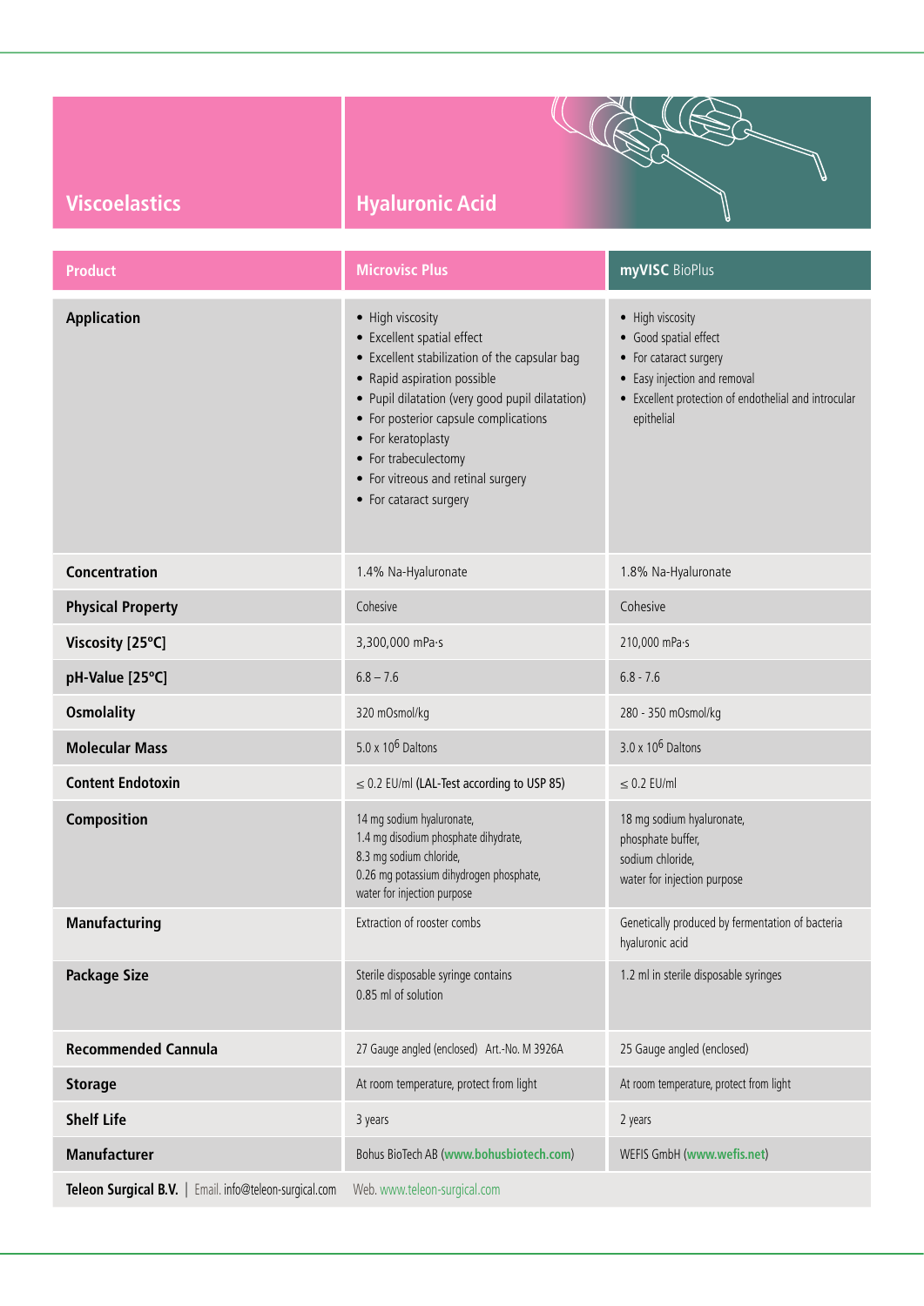## Viscoelastics

## Hyaluronic Acid

| Product | Microvisc Plus | myVISC BioPlus |
|---|---|---|
| Application | • High viscosity<br>• Excellent spatial effect<br>• Excellent stabilization of the capsular bag<br>• Rapid aspiration possible<br>• Pupil dilatation (very good pupil dilatation)<br>• For posterior capsule complications<br>• For keratoplasty<br>• For trabeculectomy<br>• For vitreous and retinal surgery<br>• For cataract surgery | • High viscosity<br>• Good spatial effect<br>• For cataract surgery<br>• Easy injection and removal<br>• Excellent protection of endothelial and introcular epithelial |
| Concentration | 1.4% Na-Hyaluronate | 1.8% Na-Hyaluronate |
| Physical Property | Cohesive | Cohesive |
| Viscosity [25°C] | 3,300,000 mPa·s | 210,000 mPa·s |
| pH-Value [25°C] | 6.8 – 7.6 | 6.8 - 7.6 |
| Osmolality | 320 mOsmol/kg | 280 - 350 mOsmol/kg |
| Molecular Mass | 5.0 x $10^6$ Daltons | 3.0 x $10^6$ Daltons |
| Content Endotoxin | ≤ 0.2 EU/ml (LAL-Test according to USP 85) | ≤ 0.2 EU/ml |
| Composition | 14 mg sodium hyaluronate,<br>1.4 mg disodium phosphate dihydrate,<br>8.3 mg sodium chloride,<br>0.26 mg potassium dihydrogen phosphate,<br>water for injection purpose | 18 mg sodium hyaluronate,<br>phosphate buffer,<br>sodium chloride,<br>water for injection purpose |
| Manufacturing | Extraction of rooster combs | Genetically produced by fermentation of bacteria hyaluronic acid |
| Package Size | Sterile disposable syringe contains 0.85 ml of solution | 1.2 ml in sterile disposable syringes |
| Recommended Cannula | 27 Gauge angled (enclosed) Art.-No. M 3926A | 25 Gauge angled (enclosed) |
| Storage | At room temperature, protect from light | At room temperature, protect from light |
| Shelf Life | 3 years | 2 years |
| Manufacturer | Bohus BioTech AB (www.bohusbiotech.com) | WEFIS GmbH (www.wefis.net) |

**Teleon Surgical B.V.** | Email. info@teleon-surgical.com Web. www.teleon-surgical.com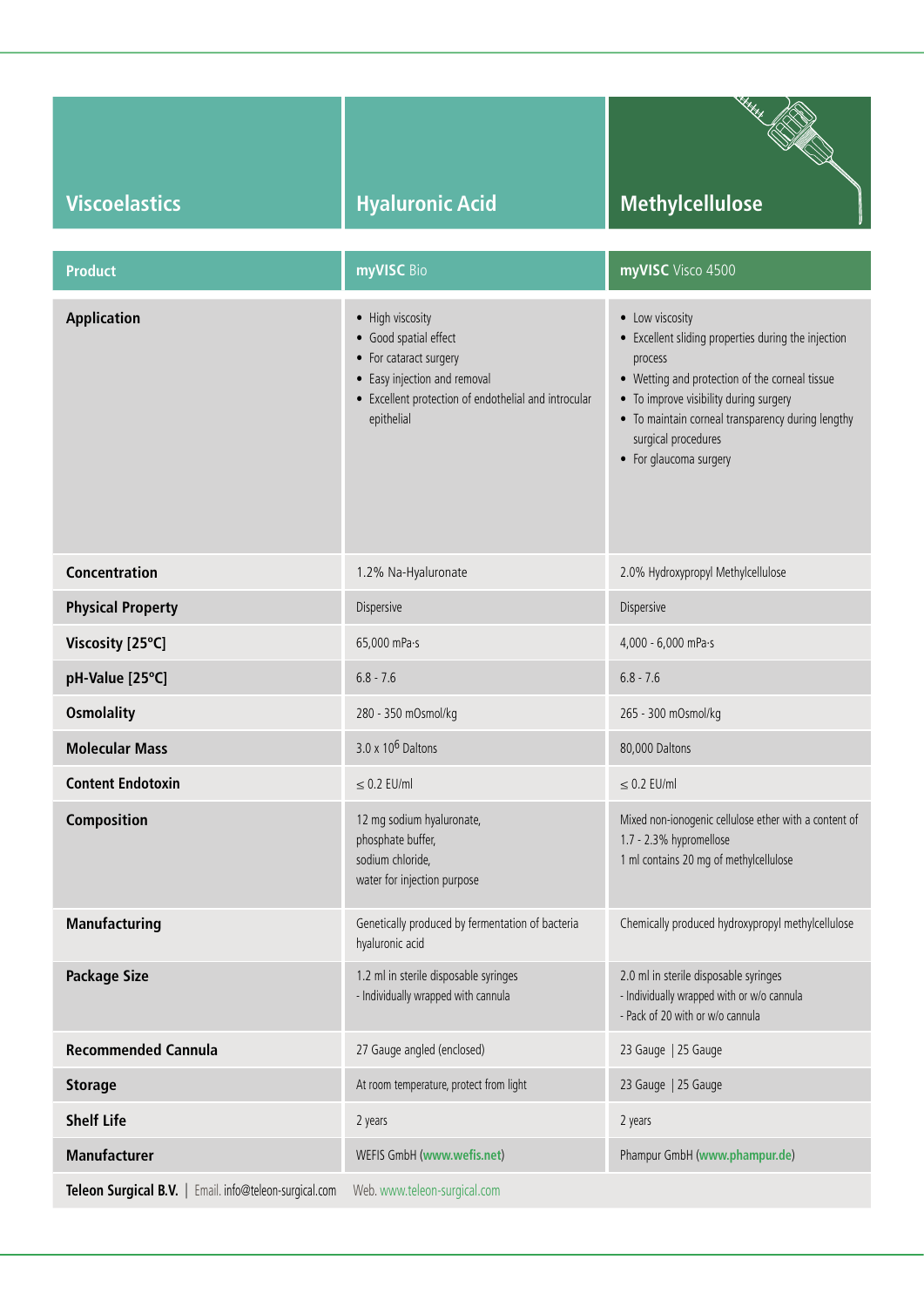| Viscoelastics | Hyaluronic Acid | Methylcellulose |
|---|---|---|
| **Product** | **myVISC** Bio | **myVISC** Visco 4500 |
| **Application** | • High viscosity<br>• Good spatial effect<br>• For cataract surgery<br>• Easy injection and removal<br>• Excellent protection of endothelial and introcular epithelial | • Low viscosity<br>• Excellent sliding properties during the injection process<br>• Wetting and protection of the corneal tissue<br>• To improve visibility during surgery<br>• To maintain corneal transparency during lengthy surgical procedures<br>• For glaucoma surgery |
| **Concentration** | 1.2% Na-Hyaluronate | 2.0% Hydroxypropyl Methylcellulose |
| **Physical Property** | Dispersive | Dispersive |
| **Viscosity [25°C]** | 65,000 mPa·s | 4,000 - 6,000 mPa·s |
| **pH-Value [25°C]** | 6.8 - 7.6 | 6.8 - 7.6 |
| **Osmolality** | 280 - 350 mOsmol/kg | 265 - 300 mOsmol/kg |
| **Molecular Mass** | $3.0 \times 10^6$ Daltons | 80,000 Daltons |
| **Content Endotoxin** | ≤ 0.2 EU/ml | ≤ 0.2 EU/ml |
| **Composition** | 12 mg sodium hyaluronate,<br>phosphate buffer,<br>sodium chloride,<br>water for injection purpose | Mixed non-ionogenic cellulose ether with a content of 1.7 - 2.3% hypromellose<br>1 ml contains 20 mg of methylcellulose |
| **Manufacturing** | Genetically produced by fermentation of bacteria hyaluronic acid | Chemically produced hydroxypropyl methylcellulose |
| **Package Size** | 1.2 ml in sterile disposable syringes<br>- Individually wrapped with cannula | 2.0 ml in sterile disposable syringes<br>- Individually wrapped with or w/o cannula<br>- Pack of 20 with or w/o cannula |
| **Recommended Cannula** | 27 Gauge angled (enclosed) | 23 Gauge \| 25 Gauge |
| **Storage** | At room temperature, protect from light | 23 Gauge \| 25 Gauge |
| **Shelf Life** | 2 years | 2 years |
| **Manufacturer** | WEFIS GmbH (www.wefis.net) | Phampur GmbH (www.phampur.de) |

**Teleon Surgical B.V.** | Email. info@teleon-surgical.com Web. www.teleon-surgical.com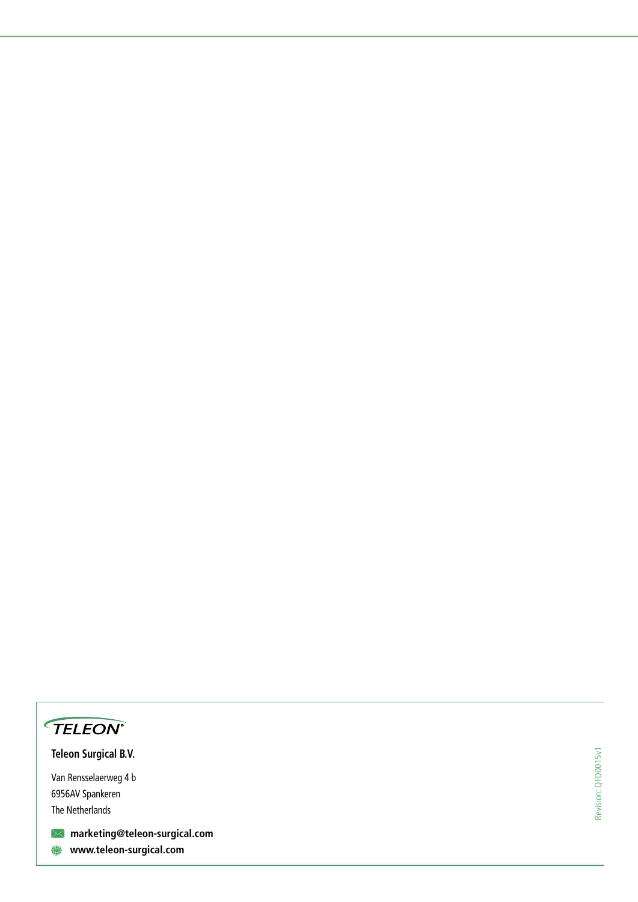TELEON®

**Teleon Surgical B.V.**

Van Rensselaerweg 4 b
6956AV Spankeren
The Netherlands

**marketing@teleon-surgical.com**
**www.teleon-surgical.com**

Revision: QFD0015v1